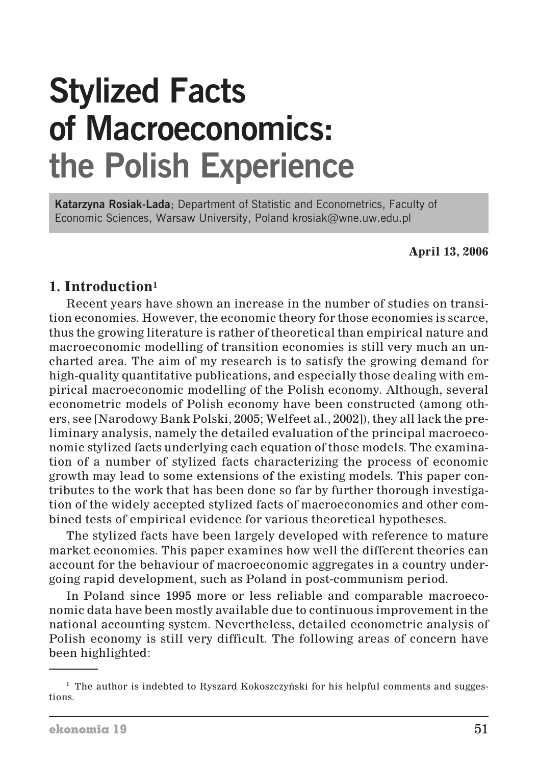# Stylized Facts of Macroeconomics: the Polish Experience

**Katarzyna Rosiak-Lada**; Department of Statistic and Econometrics, Faculty of Economic Sciences, Warsaw University, Poland krosiak@wne.uw.edu.pl

**April 13, 2006**

## 1. Introduction[1]

Recent years have shown an increase in the number of studies on transition economies. However, the economic theory for those economies is scarce, thus the growing literature is rather of theoretical than empirical nature and macroeconomic modelling of transition economies is still very much an uncharted area. The aim of my research is to satisfy the growing demand for high-quality quantitative publications, and especially those dealing with empirical macroeconomic modelling of the Polish economy. Although, several econometric models of Polish economy have been constructed (among others, see [Narodowy Bank Polski, 2005; Welfeet al., 2002]), they all lack the preliminary analysis, namely the detailed evaluation of the principal macroeconomic stylized facts underlying each equation of those models. The examination of a number of stylized facts characterizing the process of economic growth may lead to some extensions of the existing models. This paper contributes to the work that has been done so far by further thorough investigation of the widely accepted stylized facts of macroeconomics and other combined tests of empirical evidence for various theoretical hypotheses.

The stylized facts have been largely developed with reference to mature market economies. This paper examines how well the different theories can account for the behaviour of macroeconomic aggregates in a country undergoing rapid development, such as Poland in post-communism period.

In Poland since 1995 more or less reliable and comparable macroeconomic data have been mostly available due to continuous improvement in the national accounting system. Nevertheless, detailed econometric analysis of Polish economy is still very difficult. The following areas of concern have been highlighted:

[1] The author is indebted to Ryszard Kokoszczyński for his helpful comments and suggestions.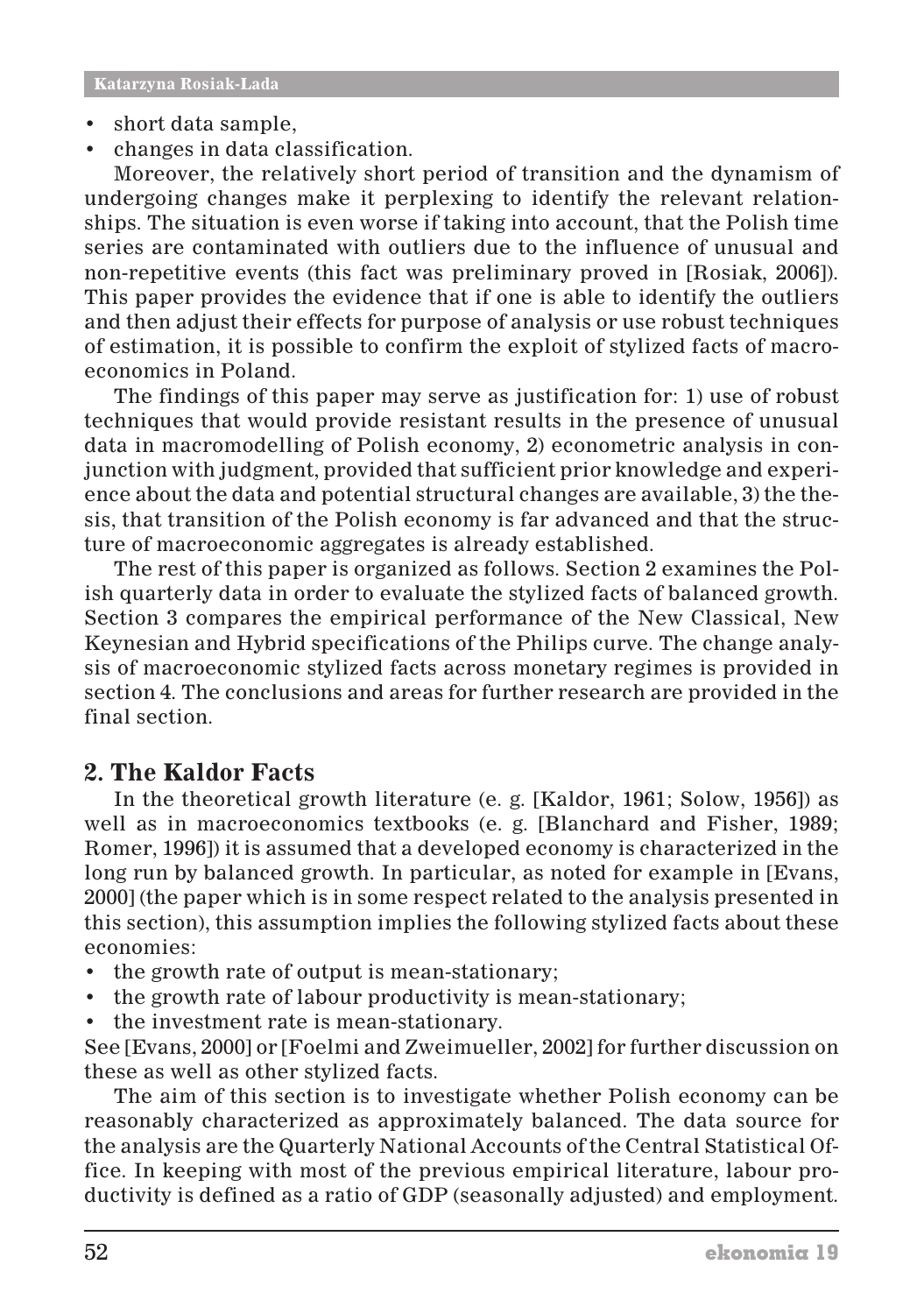- short data sample,
- changes in data classification.

Moreover, the relatively short period of transition and the dynamism of undergoing changes make it perplexing to identify the relevant relationships. The situation is even worse if taking into account, that the Polish time series are contaminated with outliers due to the influence of unusual and non-repetitive events (this fact was preliminary proved in [Rosiak, 2006]). This paper provides the evidence that if one is able to identify the outliers and then adjust their effects for purpose of analysis or use robust techniques of estimation, it is possible to confirm the exploit of stylized facts of macroeconomics in Poland.

The findings of this paper may serve as justification for: 1) use of robust techniques that would provide resistant results in the presence of unusual data in macromodelling of Polish economy, 2) econometric analysis in conjunction with judgment, provided that sufficient prior knowledge and experience about the data and potential structural changes are available, 3) the thesis, that transition of the Polish economy is far advanced and that the structure of macroeconomic aggregates is already established.

The rest of this paper is organized as follows. Section 2 examines the Polish quarterly data in order to evaluate the stylized facts of balanced growth. Section 3 compares the empirical performance of the New Classical, New Keynesian and Hybrid specifications of the Philips curve. The change analysis of macroeconomic stylized facts across monetary regimes is provided in section 4. The conclusions and areas for further research are provided in the final section.

## 2. The Kaldor Facts

In the theoretical growth literature (e. g. [Kaldor, 1961; Solow, 1956]) as well as in macroeconomics textbooks (e. g. [Blanchard and Fisher, 1989; Romer, 1996]) it is assumed that a developed economy is characterized in the long run by balanced growth. In particular, as noted for example in [Evans, 2000] (the paper which is in some respect related to the analysis presented in this section), this assumption implies the following stylized facts about these economies:

- the growth rate of output is mean-stationary;
- the growth rate of labour productivity is mean-stationary;
- the investment rate is mean-stationary.

See [Evans, 2000] or [Foelmi and Zweimueller, 2002] for further discussion on these as well as other stylized facts.

The aim of this section is to investigate whether Polish economy can be reasonably characterized as approximately balanced. The data source for the analysis are the Quarterly National Accounts of the Central Statistical Office. In keeping with most of the previous empirical literature, labour productivity is defined as a ratio of GDP (seasonally adjusted) and employment.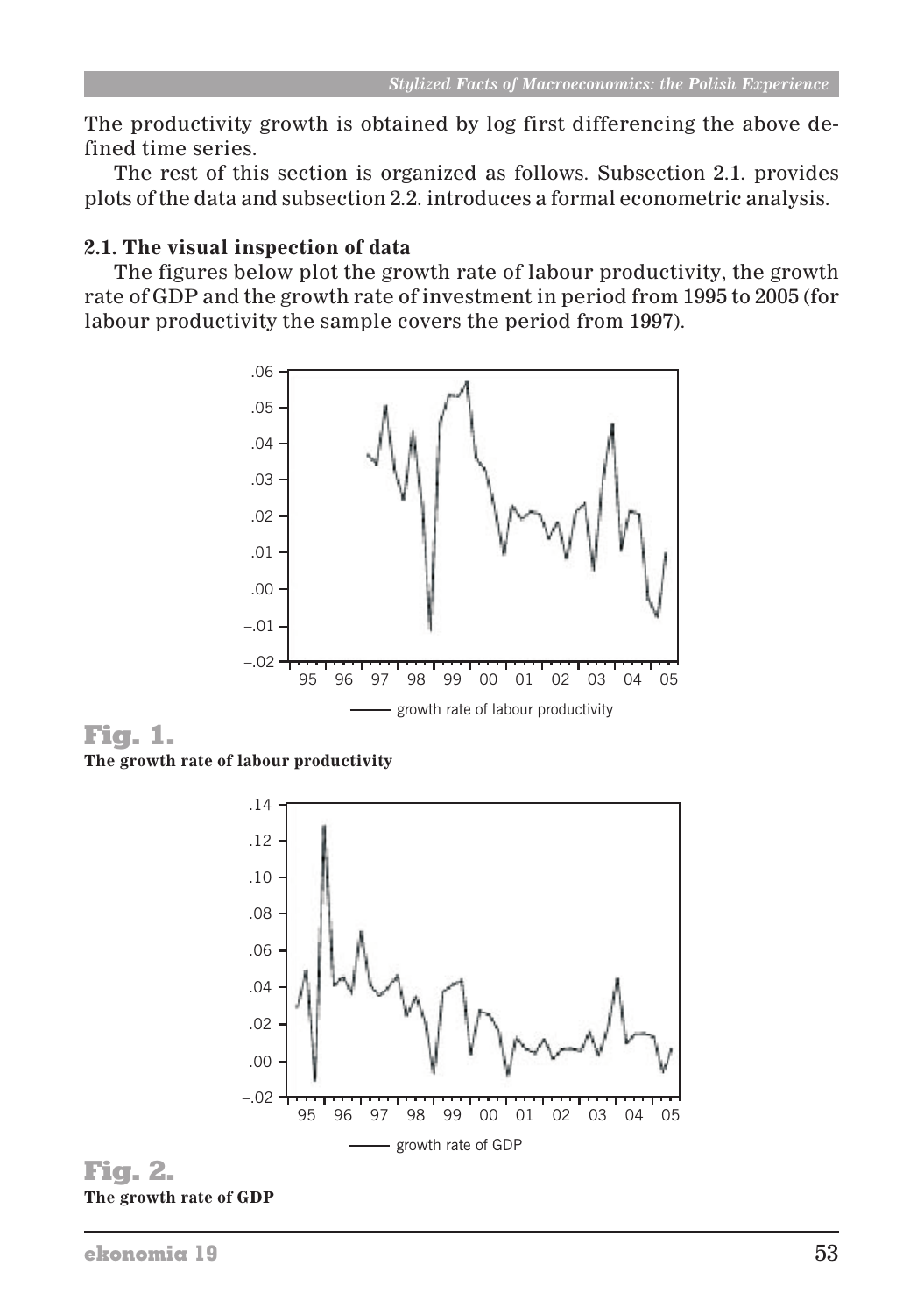The productivity growth is obtained by log first differencing the above defined time series.

The rest of this section is organized as follows. Subsection 2.1. provides plots of the data and subsection 2.2. introduces a formal econometric analysis.

### 2.1. The visual inspection of data

The figures below plot the growth rate of labour productivity, the growth rate of GDP and the growth rate of investment in period from 1995 to 2005 (for labour productivity the sample covers the period from 1997).

**Fig. 1.**
**The growth rate of labour productivity**

**Fig. 2.**
**The growth rate of GDP**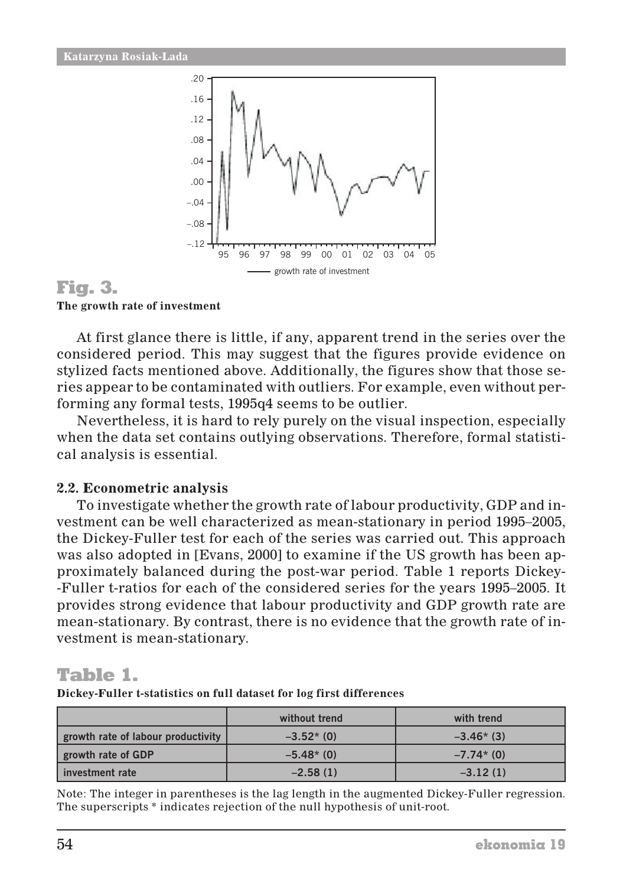**Fig. 3.**

**The growth rate of investment**

At first glance there is little, if any, apparent trend in the series over the considered period. This may suggest that the figures provide evidence on stylized facts mentioned above. Additionally, the figures show that those series appear to be contaminated with outliers. For example, even without performing any formal tests, 1995q4 seems to be outlier.

Nevertheless, it is hard to rely purely on the visual inspection, especially when the data set contains outlying observations. Therefore, formal statistical analysis is essential.

### 2.2. Econometric analysis

To investigate whether the growth rate of labour productivity, GDP and investment can be well characterized as mean-stationary in period 1995–2005, the Dickey-Fuller test for each of the series was carried out. This approach was also adopted in [Evans, 2000] to examine if the US growth has been approximately balanced during the post-war period. Table 1 reports Dickey-Fuller t-ratios for each of the considered series for the years 1995–2005. It provides strong evidence that labour productivity and GDP growth rate are mean-stationary. By contrast, there is no evidence that the growth rate of investment is mean-stationary.

**Table 1.**

**Dickey-Fuller t-statistics on full dataset for log first differences**

| | without trend | with trend |
|---|---|---|
| growth rate of labour productivity | –3.52* (0) | –3.46* (3) |
| growth rate of GDP | –5.48* (0) | –7.74* (0) |
| investment rate | –2.58 (1) | –3.12 (1) |

Note: The integer in parentheses is the lag length in the augmented Dickey-Fuller regression. The superscripts * indicates rejection of the null hypothesis of unit-root.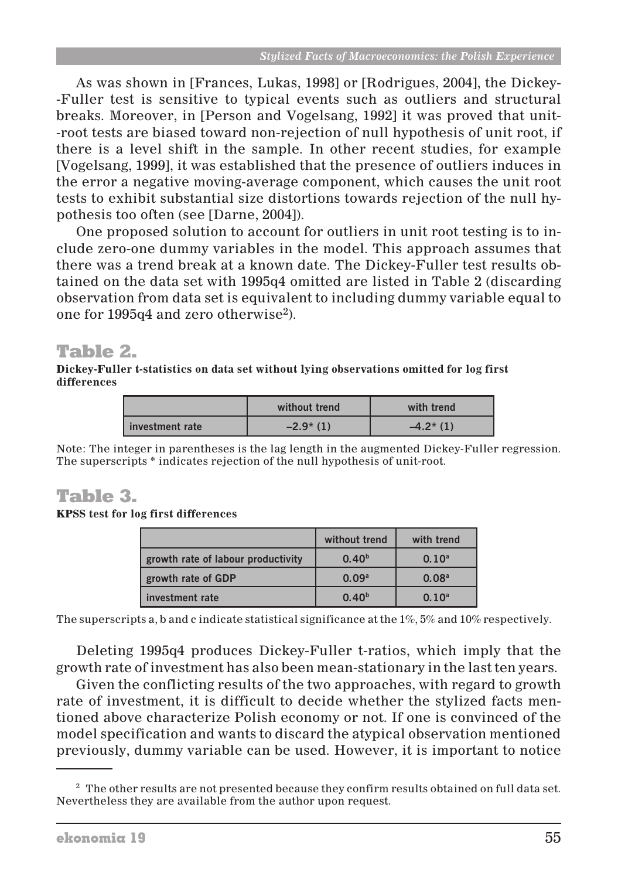As was shown in [Frances, Lukas, 1998] or [Rodrigues, 2004], the Dickey-Fuller test is sensitive to typical events such as outliers and structural breaks. Moreover, in [Person and Vogelsang, 1992] it was proved that unit-root tests are biased toward non-rejection of null hypothesis of unit root, if there is a level shift in the sample. In other recent studies, for example [Vogelsang, 1999], it was established that the presence of outliers induces in the error a negative moving-average component, which causes the unit root tests to exhibit substantial size distortions towards rejection of the null hypothesis too often (see [Darne, 2004]).

One proposed solution to account for outliers in unit root testing is to include zero-one dummy variables in the model. This approach assumes that there was a trend break at a known date. The Dickey-Fuller test results obtained on the data set with 1995q4 omitted are listed in Table 2 (discarding observation from data set is equivalent to including dummy variable equal to one for 1995q4 and zero otherwise[2]).

## Table 2.

**Dickey-Fuller t-statistics on data set without lying observations omitted for log first differences**

| | without trend | with trend |
|---|---|---|
| investment rate | –2.9* (1) | –4.2* (1) |

Note: The integer in parentheses is the lag length in the augmented Dickey-Fuller regression. The superscripts * indicates rejection of the null hypothesis of unit-root.

## Table 3.

**KPSS test for log first differences**

| | without trend | with trend |
|---|---|---|
| growth rate of labour productivity | 0.40[b] | 0.10[a] |
| growth rate of GDP | 0.09[a] | 0.08[a] |
| investment rate | 0.40[b] | 0.10[a] |

The superscripts a, b and c indicate statistical significance at the 1%, 5% and 10% respectively.

Deleting 1995q4 produces Dickey-Fuller t-ratios, which imply that the growth rate of investment has also been mean-stationary in the last ten years.

Given the conflicting results of the two approaches, with regard to growth rate of investment, it is difficult to decide whether the stylized facts mentioned above characterize Polish economy or not. If one is convinced of the model specification and wants to discard the atypical observation mentioned previously, dummy variable can be used. However, it is important to notice

[2] The other results are not presented because they confirm results obtained on full data set. Nevertheless they are available from the author upon request.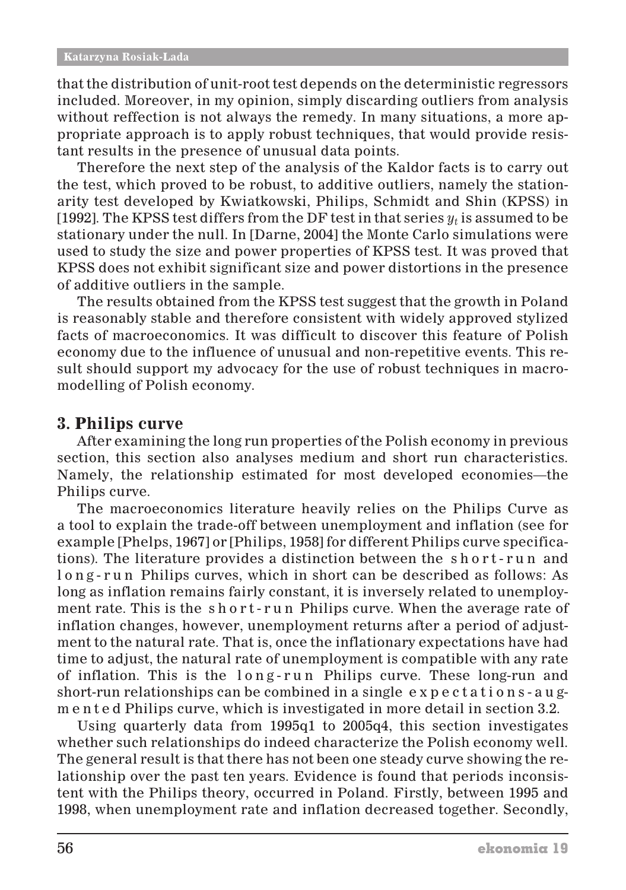that the distribution of unit-root test depends on the deterministic regressors included. Moreover, in my opinion, simply discarding outliers from analysis without reffection is not always the remedy. In many situations, a more appropriate approach is to apply robust techniques, that would provide resistant results in the presence of unusual data points.

Therefore the next step of the analysis of the Kaldor facts is to carry out the test, which proved to be robust, to additive outliers, namely the stationarity test developed by Kwiatkowski, Philips, Schmidt and Shin (KPSS) in [1992]. The KPSS test differs from the DF test in that series $y_t$ is assumed to be stationary under the null. In [Darne, 2004] the Monte Carlo simulations were used to study the size and power properties of KPSS test. It was proved that KPSS does not exhibit significant size and power distortions in the presence of additive outliers in the sample.

The results obtained from the KPSS test suggest that the growth in Poland is reasonably stable and therefore consistent with widely approved stylized facts of macroeconomics. It was difficult to discover this feature of Polish economy due to the influence of unusual and non-repetitive events. This result should support my advocacy for the use of robust techniques in macromodelling of Polish economy.

## 3. Philips curve

After examining the long run properties of the Polish economy in previous section, this section also analyses medium and short run characteristics. Namely, the relationship estimated for most developed economies—the Philips curve.

The macroeconomics literature heavily relies on the Philips Curve as a tool to explain the trade-off between unemployment and inflation (see for example [Phelps, 1967] or [Philips, 1958] for different Philips curve specifications). The literature provides a distinction between the *short-run* and *long-run* Philips curves, which in short can be described as follows: As long as inflation remains fairly constant, it is inversely related to unemployment rate. This is the *short-run* Philips curve. When the average rate of inflation changes, however, unemployment returns after a period of adjustment to the natural rate. That is, once the inflationary expectations have had time to adjust, the natural rate of unemployment is compatible with any rate of inflation. This is the *long-run* Philips curve. These long-run and short-run relationships can be combined in a single *expectations-augmented* Philips curve, which is investigated in more detail in section 3.2.

Using quarterly data from 1995q1 to 2005q4, this section investigates whether such relationships do indeed characterize the Polish economy well. The general result is that there has not been one steady curve showing the relationship over the past ten years. Evidence is found that periods inconsistent with the Philips theory, occurred in Poland. Firstly, between 1995 and 1998, when unemployment rate and inflation decreased together. Secondly,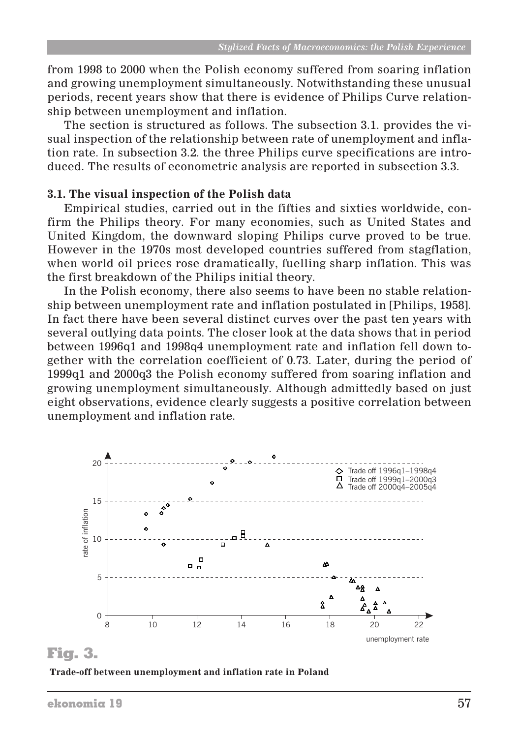from 1998 to 2000 when the Polish economy suffered from soaring inflation and growing unemployment simultaneously. Notwithstanding these unusual periods, recent years show that there is evidence of Philips Curve relationship between unemployment and inflation.

The section is structured as follows. The subsection 3.1. provides the visual inspection of the relationship between rate of unemployment and inflation rate. In subsection 3.2. the three Philips curve specifications are introduced. The results of econometric analysis are reported in subsection 3.3.

### 3.1. The visual inspection of the Polish data

Empirical studies, carried out in the fifties and sixties worldwide, confirm the Philips theory. For many economies, such as United States and United Kingdom, the downward sloping Philips curve proved to be true. However in the 1970s most developed countries suffered from stagflation, when world oil prices rose dramatically, fuelling sharp inflation. This was the first breakdown of the Philips initial theory.

In the Polish economy, there also seems to have been no stable relationship between unemployment rate and inflation postulated in [Philips, 1958]. In fact there have been several distinct curves over the past ten years with several outlying data points. The closer look at the data shows that in period between 1996q1 and 1998q4 unemployment rate and inflation fell down together with the correlation coefficient of 0.73. Later, during the period of 1999q1 and 2000q3 the Polish economy suffered from soaring inflation and growing unemployment simultaneously. Although admittedly based on just eight observations, evidence clearly suggests a positive correlation between unemployment and inflation rate.

**Fig. 3.**

**Trade-off between unemployment and inflation rate in Poland**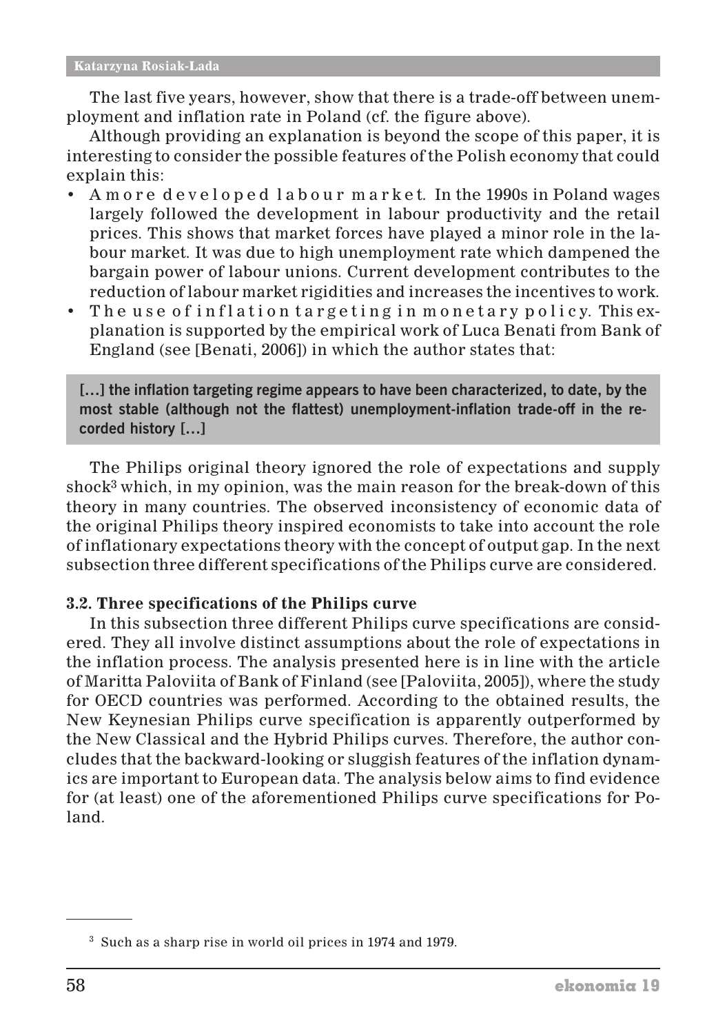The last five years, however, show that there is a trade-off between unemployment and inflation rate in Poland (cf. the figure above).

Although providing an explanation is beyond the scope of this paper, it is interesting to consider the possible features of the Polish economy that could explain this:

- *A more developed labour market.* In the 1990s in Poland wages largely followed the development in labour productivity and the retail prices. This shows that market forces have played a minor role in the labour market. It was due to high unemployment rate which dampened the bargain power of labour unions. Current development contributes to the reduction of labour market rigidities and increases the incentives to work.
- *The use of inflation targeting in monetary policy.* This explanation is supported by the empirical work of Luca Benati from Bank of England (see [Benati, 2006]) in which the author states that:

> **[…] the inflation targeting regime appears to have been characterized, to date, by the most stable (although not the flattest) unemployment-inflation trade-off in the recorded history […]**

The Philips original theory ignored the role of expectations and supply shock[3] which, in my opinion, was the main reason for the break-down of this theory in many countries. The observed inconsistency of economic data of the original Philips theory inspired economists to take into account the role of inflationary expectations theory with the concept of output gap. In the next subsection three different specifications of the Philips curve are considered.

### 3.2. Three specifications of the Philips curve

In this subsection three different Philips curve specifications are considered. They all involve distinct assumptions about the role of expectations in the inflation process. The analysis presented here is in line with the article of Maritta Paloviita of Bank of Finland (see [Paloviita, 2005]), where the study for OECD countries was performed. According to the obtained results, the New Keynesian Philips curve specification is apparently outperformed by the New Classical and the Hybrid Philips curves. Therefore, the author concludes that the backward-looking or sluggish features of the inflation dynamics are important to European data. The analysis below aims to find evidence for (at least) one of the aforementioned Philips curve specifications for Poland.

---

[3] Such as a sharp rise in world oil prices in 1974 and 1979.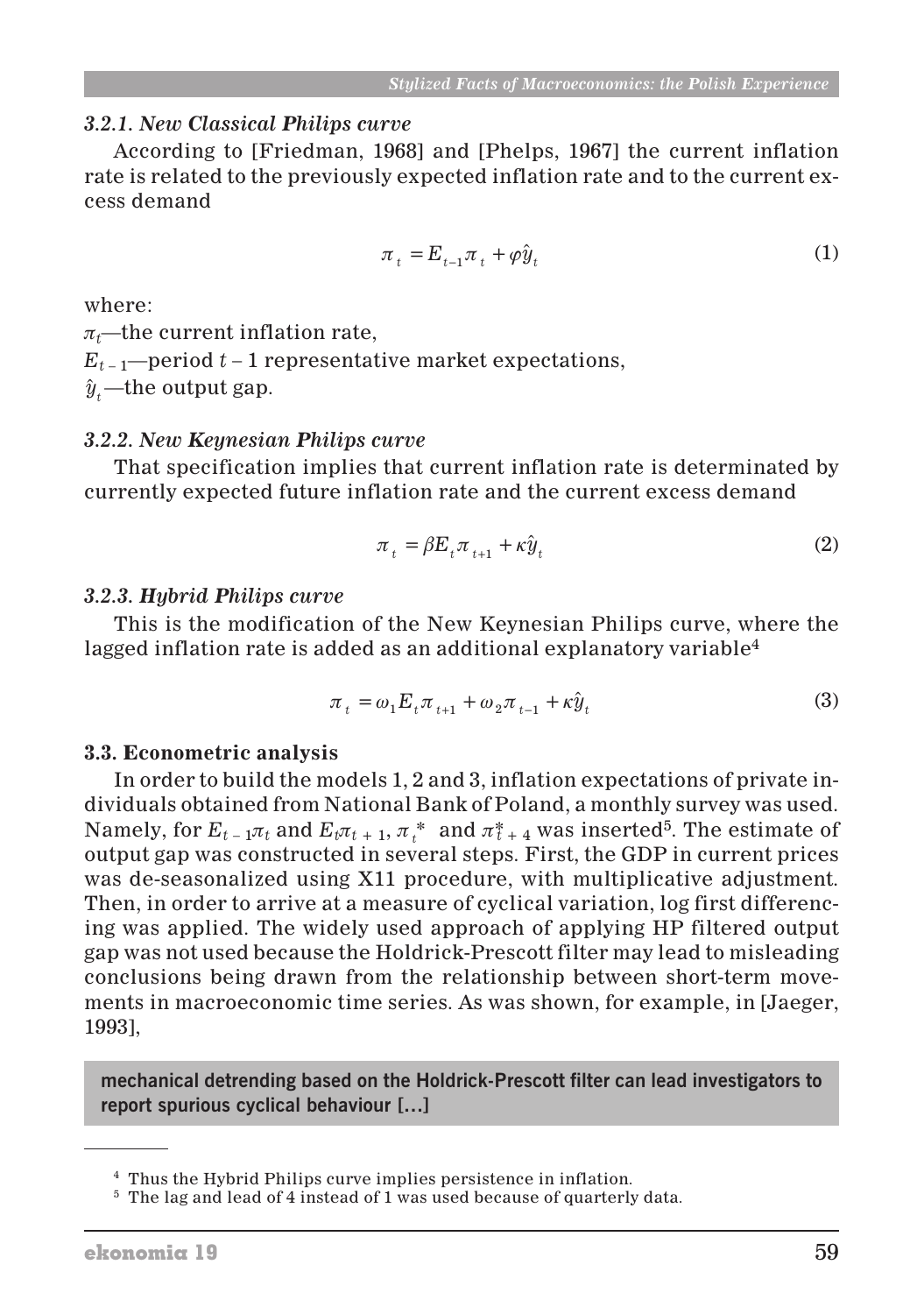### *3.2.1. New Classical Philips curve*

According to [Friedman, 1968] and [Phelps, 1967] the current inflation rate is related to the previously expected inflation rate and to the current excess demand

$$\pi_t = E_{t-1}\pi_t + \varphi \hat{y}_t \tag{1}$$

where:

$\pi_t$—the current inflation rate,
$E_{t-1}$—period $t-1$ representative market expectations,
$\hat{y}_t$—the output gap.

### *3.2.2. New Keynesian Philips curve*

That specification implies that current inflation rate is determinated by currently expected future inflation rate and the current excess demand

$$\pi_t = \beta E_t \pi_{t+1} + \kappa \hat{y}_t \tag{2}$$

### *3.2.3. Hybrid Philips curve*

This is the modification of the New Keynesian Philips curve, where the lagged inflation rate is added as an additional explanatory variable[4]

$$\pi_t = \omega_1 E_t \pi_{t+1} + \omega_2 \pi_{t-1} + \kappa \hat{y}_t \tag{3}$$

## 3.3. Econometric analysis

In order to build the models 1, 2 and 3, inflation expectations of private individuals obtained from National Bank of Poland, a monthly survey was used. Namely, for $E_{t-1}\pi_t$ and $E_t\pi_{t+1}$, $\pi_t^*$ and $\pi_{t+4}^*$ was inserted[5]. The estimate of output gap was constructed in several steps. First, the GDP in current prices was de-seasonalized using X11 procedure, with multiplicative adjustment. Then, in order to arrive at a measure of cyclical variation, log first differencing was applied. The widely used approach of applying HP filtered output gap was not used because the Holdrick-Prescott filter may lead to misleading conclusions being drawn from the relationship between short-term movements in macroeconomic time series. As was shown, for example, in [Jaeger, 1993],

> **mechanical detrending based on the Holdrick-Prescott filter can lead investigators to report spurious cyclical behaviour […]**

---

[4] Thus the Hybrid Philips curve implies persistence in inflation.

[5] The lag and lead of 4 instead of 1 was used because of quarterly data.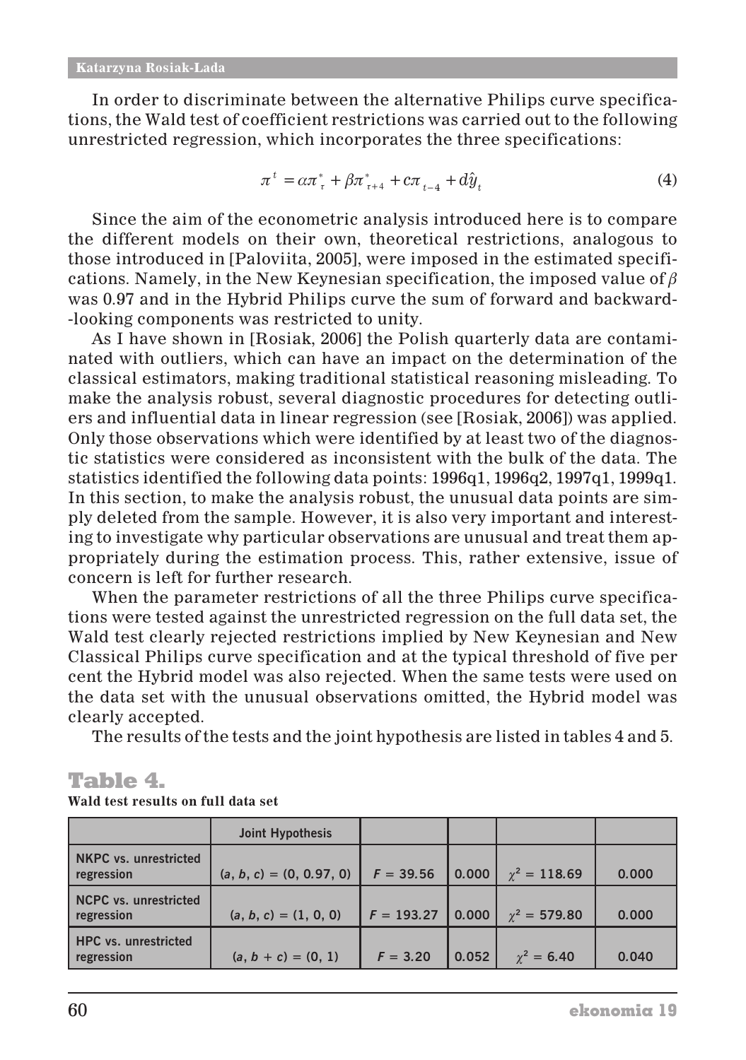In order to discriminate between the alternative Philips curve specifications, the Wald test of coefficient restrictions was carried out to the following unrestricted regression, which incorporates the three specifications:

$$\pi^{t} = \alpha\pi^{*}_{\tau} + \beta\pi^{*}_{\tau+4} + c\pi_{t-4} + d\hat{y}_{t} \tag{4}$$

Since the aim of the econometric analysis introduced here is to compare the different models on their own, theoretical restrictions, analogous to those introduced in [Paloviita, 2005], were imposed in the estimated specifications. Namely, in the New Keynesian specification, the imposed value of $\beta$ was 0.97 and in the Hybrid Philips curve the sum of forward and backward-looking components was restricted to unity.

As I have shown in [Rosiak, 2006] the Polish quarterly data are contaminated with outliers, which can have an impact on the determination of the classical estimators, making traditional statistical reasoning misleading. To make the analysis robust, several diagnostic procedures for detecting outliers and influential data in linear regression (see [Rosiak, 2006]) was applied. Only those observations which were identified by at least two of the diagnostic statistics were considered as inconsistent with the bulk of the data. The statistics identified the following data points: 1996q1, 1996q2, 1997q1, 1999q1. In this section, to make the analysis robust, the unusual data points are simply deleted from the sample. However, it is also very important and interesting to investigate why particular observations are unusual and treat them appropriately during the estimation process. This, rather extensive, issue of concern is left for further research.

When the parameter restrictions of all the three Philips curve specifications were tested against the unrestricted regression on the full data set, the Wald test clearly rejected restrictions implied by New Keynesian and New Classical Philips curve specification and at the typical threshold of five per cent the Hybrid model was also rejected. When the same tests were used on the data set with the unusual observations omitted, the Hybrid model was clearly accepted.

The results of the tests and the joint hypothesis are listed in tables 4 and 5.

## Table 4.

**Wald test results on full data set**

| | Joint Hypothesis | | | | |
|---|---|---|---|---|---|
| NKPC vs. unrestricted regression | $(a, b, c) = (0, 0.97, 0)$ | $F = 39.56$ | 0.000 | $\chi^2 = 118.69$ | 0.000 |
| NCPC vs. unrestricted regression | $(a, b, c) = (1, 0, 0)$ | $F = 193.27$ | 0.000 | $\chi^2 = 579.80$ | 0.000 |
| HPC vs. unrestricted regression | $(a, b + c) = (0, 1)$ | $F = 3.20$ | 0.052 | $\chi^2 = 6.40$ | 0.040 |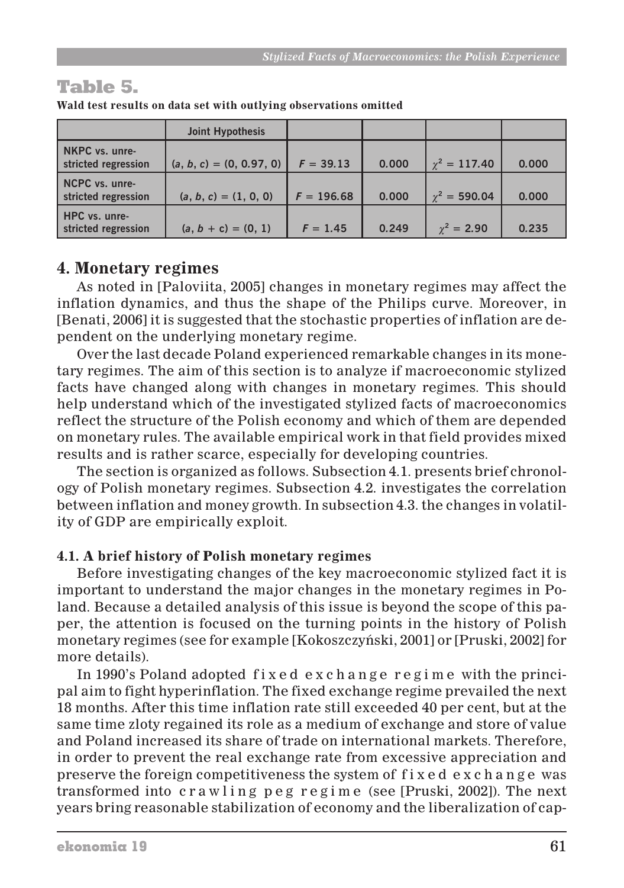## Table 5.

**Wald test results on data set with outlying observations omitted**

| | Joint Hypothesis | | | | |
|---|---|---|---|---|---|
| NKPC vs. unrestricted regression | $(a, b, c) = (0, 0.97, 0)$ | $F = 39.13$ | 0.000 | $\chi^2 = 117.40$ | 0.000 |
| NCPC vs. unrestricted regression | $(a, b, c) = (1, 0, 0)$ | $F = 196.68$ | 0.000 | $\chi^2 = 590.04$ | 0.000 |
| HPC vs. unrestricted regression | $(a, b + c) = (0, 1)$ | $F = 1.45$ | 0.249 | $\chi^2 = 2.90$ | 0.235 |

## 4. Monetary regimes

As noted in [Paloviita, 2005] changes in monetary regimes may affect the inflation dynamics, and thus the shape of the Philips curve. Moreover, in [Benati, 2006] it is suggested that the stochastic properties of inflation are dependent on the underlying monetary regime.

Over the last decade Poland experienced remarkable changes in its monetary regimes. The aim of this section is to analyze if macroeconomic stylized facts have changed along with changes in monetary regimes. This should help understand which of the investigated stylized facts of macroeconomics reflect the structure of the Polish economy and which of them are depended on monetary rules. The available empirical work in that field provides mixed results and is rather scarce, especially for developing countries.

The section is organized as follows. Subsection 4.1. presents brief chronology of Polish monetary regimes. Subsection 4.2. investigates the correlation between inflation and money growth. In subsection 4.3. the changes in volatility of GDP are empirically exploit.

### 4.1. A brief history of Polish monetary regimes

Before investigating changes of the key macroeconomic stylized fact it is important to understand the major changes in the monetary regimes in Poland. Because a detailed analysis of this issue is beyond the scope of this paper, the attention is focused on the turning points in the history of Polish monetary regimes (see for example [Kokoszczyński, 2001] or [Pruski, 2002] for more details).

In 1990's Poland adopted fixed exchange regime with the principal aim to fight hyperinflation. The fixed exchange regime prevailed the next 18 months. After this time inflation rate still exceeded 40 per cent, but at the same time zloty regained its role as a medium of exchange and store of value and Poland increased its share of trade on international markets. Therefore, in order to prevent the real exchange rate from excessive appreciation and preserve the foreign competitiveness the system of fixed exchange was transformed into crawling peg regime (see [Pruski, 2002]). The next years bring reasonable stabilization of economy and the liberalization of cap-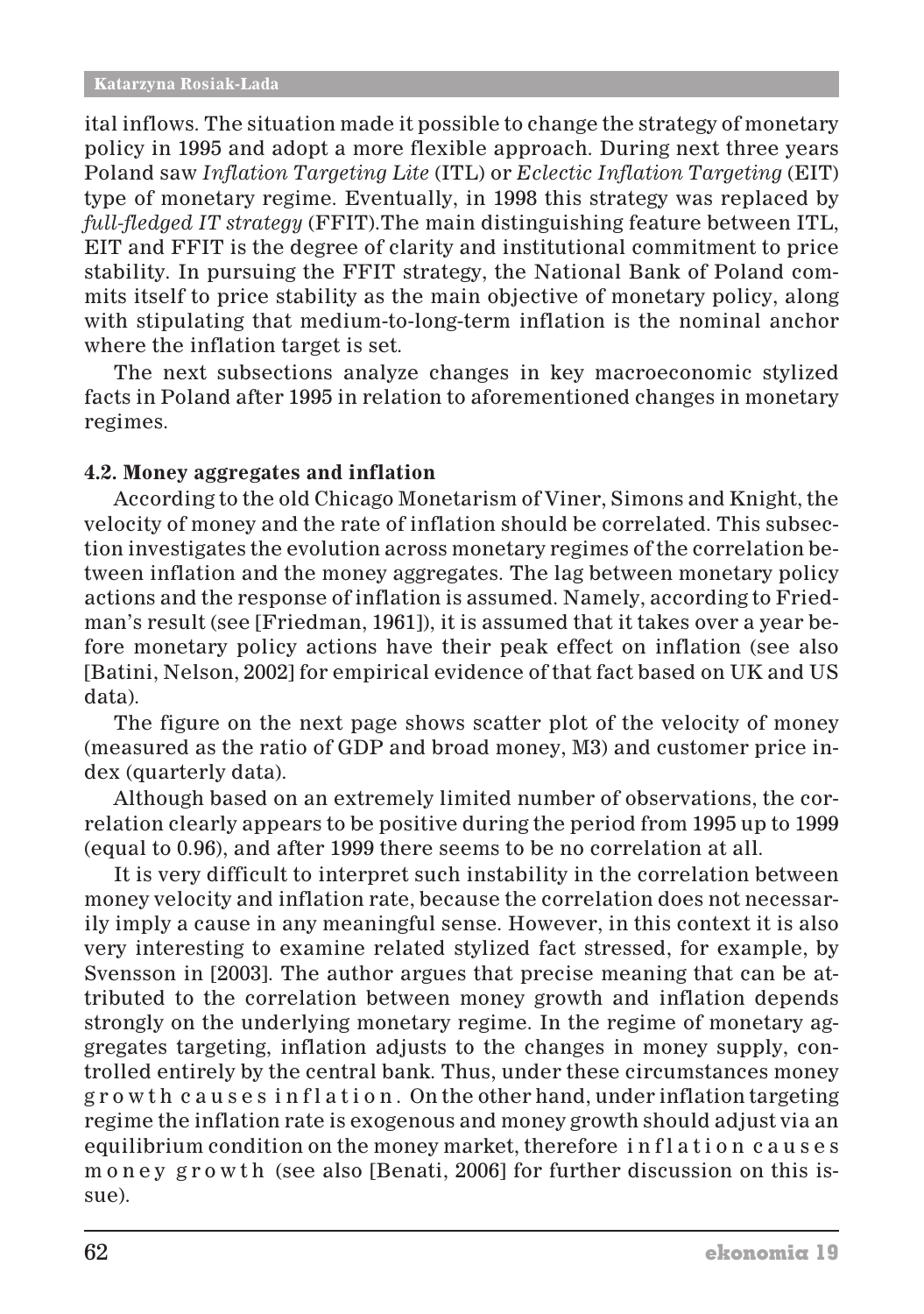ital inflows. The situation made it possible to change the strategy of monetary policy in 1995 and adopt a more flexible approach. During next three years Poland saw *Inflation Targeting Lite* (ITL) or *Eclectic Inflation Targeting* (EIT) type of monetary regime. Eventually, in 1998 this strategy was replaced by *full-fledged IT strategy* (FFIT).The main distinguishing feature between ITL, EIT and FFIT is the degree of clarity and institutional commitment to price stability. In pursuing the FFIT strategy, the National Bank of Poland commits itself to price stability as the main objective of monetary policy, along with stipulating that medium-to-long-term inflation is the nominal anchor where the inflation target is set.

The next subsections analyze changes in key macroeconomic stylized facts in Poland after 1995 in relation to aforementioned changes in monetary regimes.

### 4.2. Money aggregates and inflation

According to the old Chicago Monetarism of Viner, Simons and Knight, the velocity of money and the rate of inflation should be correlated. This subsection investigates the evolution across monetary regimes of the correlation between inflation and the money aggregates. The lag between monetary policy actions and the response of inflation is assumed. Namely, according to Friedman's result (see [Friedman, 1961]), it is assumed that it takes over a year before monetary policy actions have their peak effect on inflation (see also [Batini, Nelson, 2002] for empirical evidence of that fact based on UK and US data).

The figure on the next page shows scatter plot of the velocity of money (measured as the ratio of GDP and broad money, M3) and customer price index (quarterly data).

Although based on an extremely limited number of observations, the correlation clearly appears to be positive during the period from 1995 up to 1999 (equal to 0.96), and after 1999 there seems to be no correlation at all.

It is very difficult to interpret such instability in the correlation between money velocity and inflation rate, because the correlation does not necessarily imply a cause in any meaningful sense. However, in this context it is also very interesting to examine related stylized fact stressed, for example, by Svensson in [2003]. The author argues that precise meaning that can be attributed to the correlation between money growth and inflation depends strongly on the underlying monetary regime. In the regime of monetary aggregates targeting, inflation adjusts to the changes in money supply, controlled entirely by the central bank. Thus, under these circumstances money growth causes inflation. On the other hand, under inflation targeting regime the inflation rate is exogenous and money growth should adjust via an equilibrium condition on the money market, therefore inflation causes money growth (see also [Benati, 2006] for further discussion on this issue).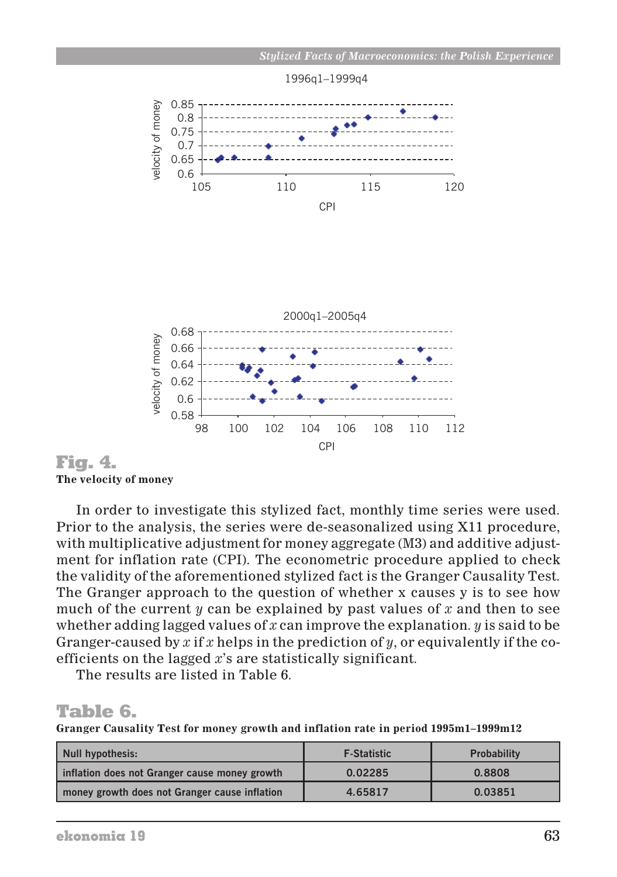**Fig. 4.**
**The velocity of money**

In order to investigate this stylized fact, monthly time series were used. Prior to the analysis, the series were de-seasonalized using X11 procedure, with multiplicative adjustment for money aggregate (M3) and additive adjustment for inflation rate (CPI). The econometric procedure applied to check the validity of the aforementioned stylized fact is the Granger Causality Test. The Granger approach to the question of whether x causes y is to see how much of the current $y$ can be explained by past values of $x$ and then to see whether adding lagged values of $x$ can improve the explanation. $y$ is said to be Granger-caused by $x$ if $x$ helps in the prediction of $y$, or equivalently if the coefficients on the lagged $x$'s are statistically significant.

The results are listed in Table 6.

## Table 6.

**Granger Causality Test for money growth and inflation rate in period 1995m1–1999m12**

| Null hypothesis: | F-Statistic | Probability |
|---|---|---|
| inflation does not Granger cause money growth | 0.02285 | 0.8808 |
| money growth does not Granger cause inflation | 4.65817 | 0.03851 |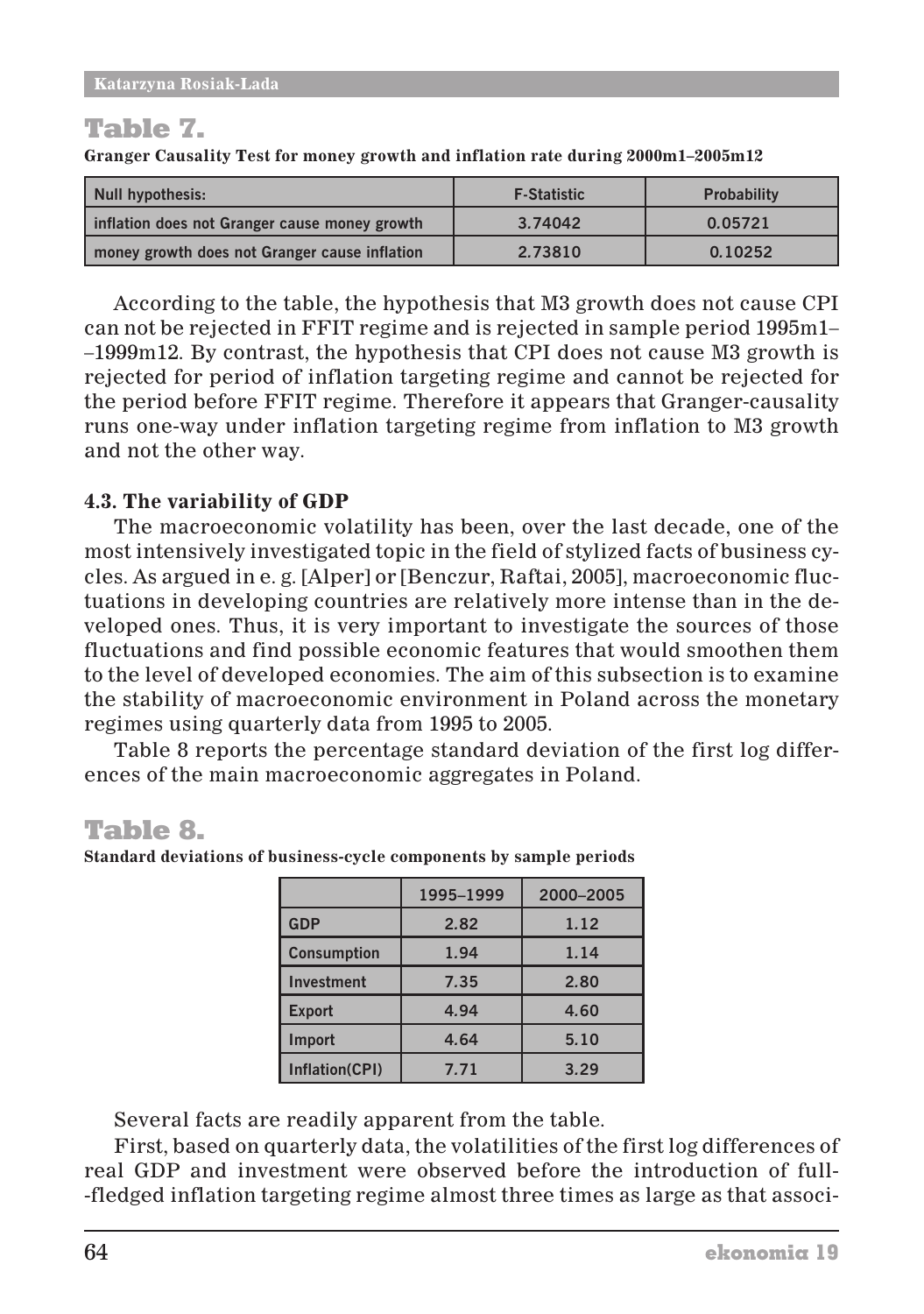## Table 7.

**Granger Causality Test for money growth and inflation rate during 2000m1–2005m12**

| Null hypothesis: | F-Statistic | Probability |
|---|---|---|
| inflation does not Granger cause money growth | 3.74042 | 0.05721 |
| money growth does not Granger cause inflation | 2.73810 | 0.10252 |

According to the table, the hypothesis that M3 growth does not cause CPI can not be rejected in FFIT regime and is rejected in sample period 1995m1–1999m12. By contrast, the hypothesis that CPI does not cause M3 growth is rejected for period of inflation targeting regime and cannot be rejected for the period before FFIT regime. Therefore it appears that Granger-causality runs one-way under inflation targeting regime from inflation to M3 growth and not the other way.

### 4.3. The variability of GDP

The macroeconomic volatility has been, over the last decade, one of the most intensively investigated topic in the field of stylized facts of business cycles. As argued in e. g. [Alper] or [Benczur, Raftai, 2005], macroeconomic fluctuations in developing countries are relatively more intense than in the developed ones. Thus, it is very important to investigate the sources of those fluctuations and find possible economic features that would smoothen them to the level of developed economies. The aim of this subsection is to examine the stability of macroeconomic environment in Poland across the monetary regimes using quarterly data from 1995 to 2005.

Table 8 reports the percentage standard deviation of the first log differences of the main macroeconomic aggregates in Poland.

## Table 8.

**Standard deviations of business-cycle components by sample periods**

| | 1995–1999 | 2000–2005 |
|---|---|---|
| GDP | 2.82 | 1.12 |
| Consumption | 1.94 | 1.14 |
| Investment | 7.35 | 2.80 |
| Export | 4.94 | 4.60 |
| Import | 4.64 | 5.10 |
| Inflation(CPI) | 7.71 | 3.29 |

Several facts are readily apparent from the table.

First, based on quarterly data, the volatilities of the first log differences of real GDP and investment were observed before the introduction of full-fledged inflation targeting regime almost three times as large as that associ-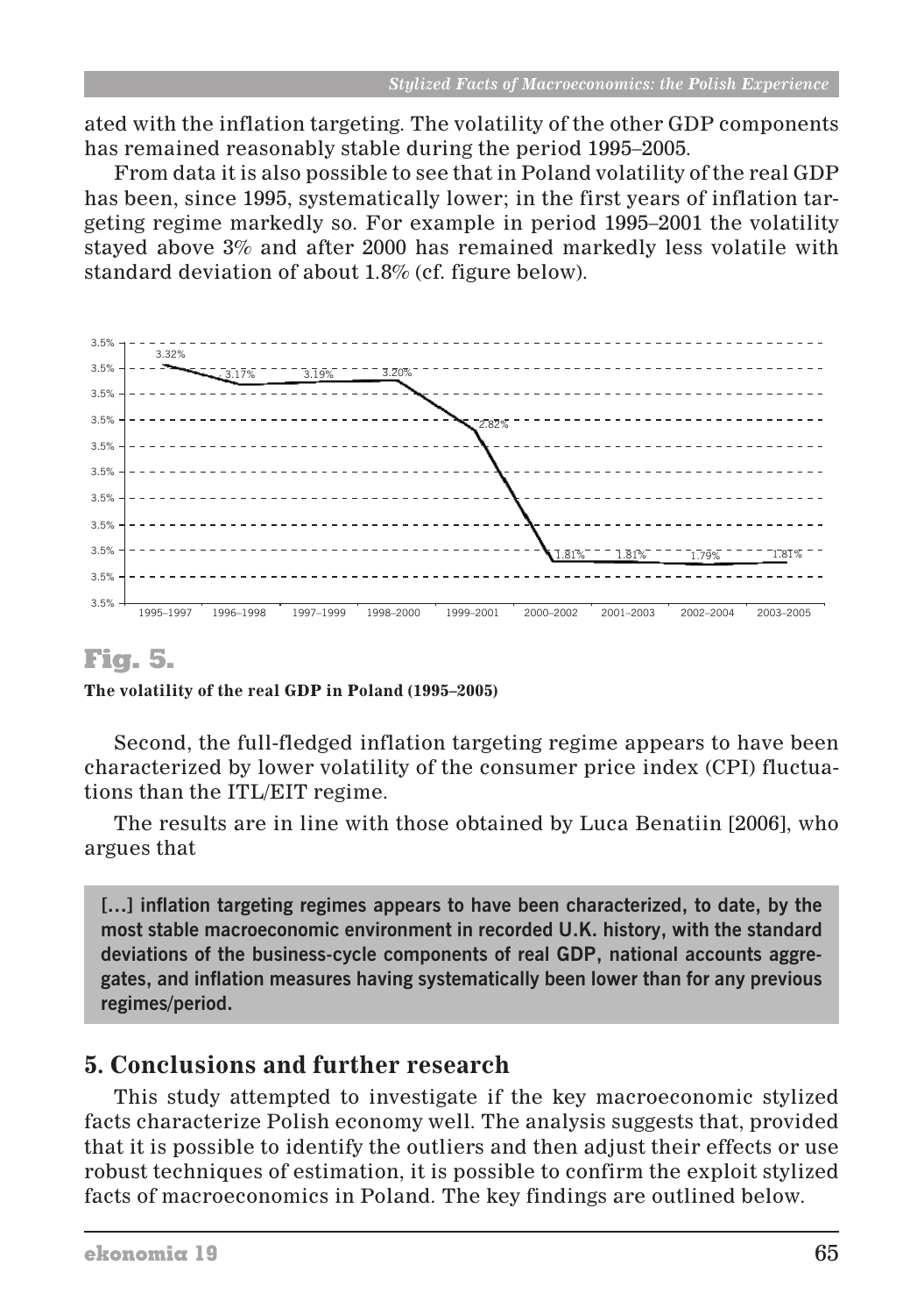ated with the inflation targeting. The volatility of the other GDP components has remained reasonably stable during the period 1995–2005.

From data it is also possible to see that in Poland volatility of the real GDP has been, since 1995, systematically lower; in the first years of inflation targeting regime markedly so. For example in period 1995–2001 the volatility stayed above 3% and after 2000 has remained markedly less volatile with standard deviation of about 1.8% (cf. figure below).

## Fig. 5.

**The volatility of the real GDP in Poland (1995–2005)**

Second, the full-fledged inflation targeting regime appears to have been characterized by lower volatility of the consumer price index (CPI) fluctuations than the ITL/EIT regime.

The results are in line with those obtained by Luca Benatiin [2006], who argues that

> **[…] inflation targeting regimes appears to have been characterized, to date, by the most stable macroeconomic environment in recorded U.K. history, with the standard deviations of the business-cycle components of real GDP, national accounts aggregates, and inflation measures having systematically been lower than for any previous regimes/period.**

## 5. Conclusions and further research

This study attempted to investigate if the key macroeconomic stylized facts characterize Polish economy well. The analysis suggests that, provided that it is possible to identify the outliers and then adjust their effects or use robust techniques of estimation, it is possible to confirm the exploit stylized facts of macroeconomics in Poland. The key findings are outlined below.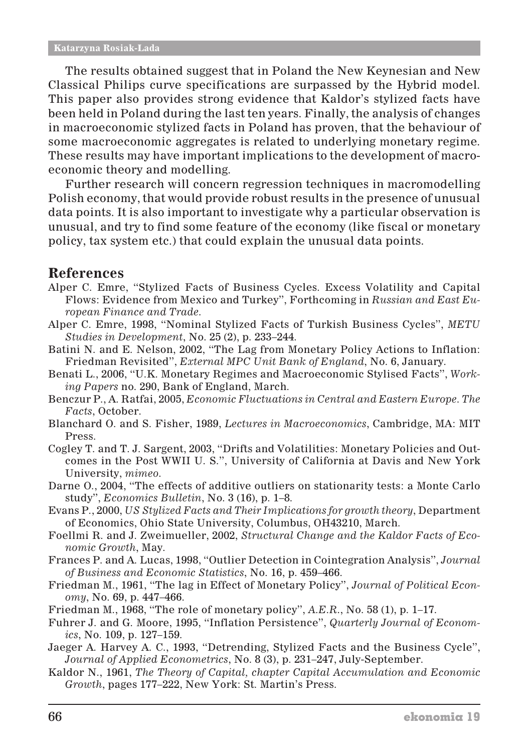The results obtained suggest that in Poland the New Keynesian and New Classical Philips curve specifications are surpassed by the Hybrid model. This paper also provides strong evidence that Kaldor's stylized facts have been held in Poland during the last ten years. Finally, the analysis of changes in macroeconomic stylized facts in Poland has proven, that the behaviour of some macroeconomic aggregates is related to underlying monetary regime. These results may have important implications to the development of macroeconomic theory and modelling.

Further research will concern regression techniques in macromodelling Polish economy, that would provide robust results in the presence of unusual data points. It is also important to investigate why a particular observation is unusual, and try to find some feature of the economy (like fiscal or monetary policy, tax system etc.) that could explain the unusual data points.

## References

Alper C. Emre, "Stylized Facts of Business Cycles. Excess Volatility and Capital Flows: Evidence from Mexico and Turkey", Forthcoming in *Russian and East European Finance and Trade*.

Alper C. Emre, 1998, "Nominal Stylized Facts of Turkish Business Cycles", *METU Studies in Development*, No. 25 (2), p. 233–244.

Batini N. and E. Nelson, 2002, "The Lag from Monetary Policy Actions to Inflation: Friedman Revisited", *External MPC Unit Bank of England*, No. 6, January.

Benati L., 2006, "U.K. Monetary Regimes and Macroeconomic Stylised Facts", *Working Papers* no. 290, Bank of England, March.

Benczur P., A. Ratfai, 2005, *Economic Fluctuations in Central and Eastern Europe. The Facts*, October.

Blanchard O. and S. Fisher, 1989, *Lectures in Macroeconomics*, Cambridge, MA: MIT Press.

Cogley T. and T. J. Sargent, 2003, "Drifts and Volatilities: Monetary Policies and Outcomes in the Post WWII U. S.", University of California at Davis and New York University, *mimeo*.

Darne O., 2004, "The effects of additive outliers on stationarity tests: a Monte Carlo study", *Economics Bulletin*, No. 3 (16), p. 1–8.

Evans P., 2000, *US Stylized Facts and Their Implications for growth theory*, Department of Economics, Ohio State University, Columbus, OH43210, March.

Foellmi R. and J. Zweimueller, 2002, *Structural Change and the Kaldor Facts of Economic Growth*, May.

Frances P. and A. Lucas, 1998, "Outlier Detection in Cointegration Analysis", *Journal of Business and Economic Statistics*, No. 16, p. 459–466.

Friedman M., 1961, "The lag in Effect of Monetary Policy", *Journal of Political Economy*, No. 69, p. 447–466.

Friedman M., 1968, "The role of monetary policy", *A.E.R.*, No. 58 (1), p. 1–17.

Fuhrer J. and G. Moore, 1995, "Inflation Persistence", *Quarterly Journal of Economics*, No. 109, p. 127–159.

Jaeger A. Harvey A. C., 1993, "Detrending, Stylized Facts and the Business Cycle", *Journal of Applied Econometrics*, No. 8 (3), p. 231–247, July-September.

Kaldor N., 1961, *The Theory of Capital, chapter Capital Accumulation and Economic Growth*, pages 177–222, New York: St. Martin's Press.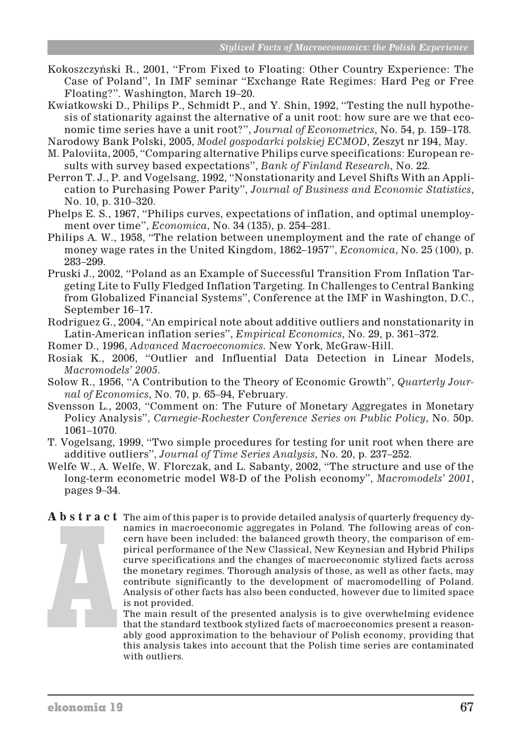Kokoszczyński R., 2001, "From Fixed to Floating: Other Country Experience: The Case of Poland", In IMF seminar "Exchange Rate Regimes: Hard Peg or Free Floating?". Washington, March 19–20.

Kwiatkowski D., Philips P., Schmidt P., and Y. Shin, 1992, "Testing the null hypothesis of stationarity against the alternative of a unit root: how sure are we that economic time series have a unit root?", *Journal of Econometrics*, No. 54, p. 159–178.

Narodowy Bank Polski, 2005, *Model gospodarki polskiej ECMOD*, Zeszyt nr 194, May.

M. Paloviita, 2005, "Comparing alternative Philips curve specifications: European results with survey based expectations", *Bank of Finland Research*, No. 22.

Perron T. J., P. and Vogelsang, 1992, "Nonstationarity and Level Shifts With an Application to Purchasing Power Parity", *Journal of Business and Economic Statistics*, No. 10, p. 310–320.

Phelps E. S., 1967, "Philips curves, expectations of inflation, and optimal unemployment over time", *Economica*, No. 34 (135), p. 254–281.

Philips A. W., 1958, "The relation between unemployment and the rate of change of money wage rates in the United Kingdom, 1862–1957", *Economica*, No. 25 (100), p. 283–299.

Pruski J., 2002, "Poland as an Example of Successful Transition From Inflation Targeting Lite to Fully Fledged Inflation Targeting. In Challenges to Central Banking from Globalized Financial Systems", Conference at the IMF in Washington, D.C., September 16–17.

Rodriguez G., 2004, "An empirical note about additive outliers and nonstationarity in Latin-American inflation series", *Empirical Economics*, No. 29, p. 361–372.

Romer D., 1996, *Advanced Macroeconomics*. New York, McGraw-Hill.

Rosiak K., 2006, "Outlier and Influential Data Detection in Linear Models, *Macromodels' 2005*.

Solow R., 1956, "A Contribution to the Theory of Economic Growth", *Quarterly Journal of Economics*, No. 70, p. 65–94, February.

Svensson L., 2003, "Comment on: The Future of Monetary Aggregates in Monetary Policy Analysis", *Carnegie-Rochester Conference Series on Public Policy*, No. 50p. 1061–1070.

T. Vogelsang, 1999, "Two simple procedures for testing for unit root when there are additive outliers", *Journal of Time Series Analysis*, No. 20, p. 237–252.

Welfe W., A. Welfe, W. Florczak, and L. Sabanty, 2002, "The structure and use of the long-term econometric model W8-D of the Polish economy", *Macromodels' 2001*, pages 9–34.

**Abstract**

The aim of this paper is to provide detailed analysis of quarterly frequency dynamics in macroeconomic aggregates in Poland. The following areas of concern have been included: the balanced growth theory, the comparison of empirical performance of the New Classical, New Keynesian and Hybrid Philips curve specifications and the changes of macroeconomic stylized facts across the monetary regimes. Thorough analysis of those, as well as other facts, may contribute significantly to the development of macromodelling of Poland. Analysis of other facts has also been conducted, however due to limited space is not provided.

The main result of the presented analysis is to give overwhelming evidence that the standard textbook stylized facts of macroeconomics present a reasonably good approximation to the behaviour of Polish economy, providing that this analysis takes into account that the Polish time series are contaminated with outliers.